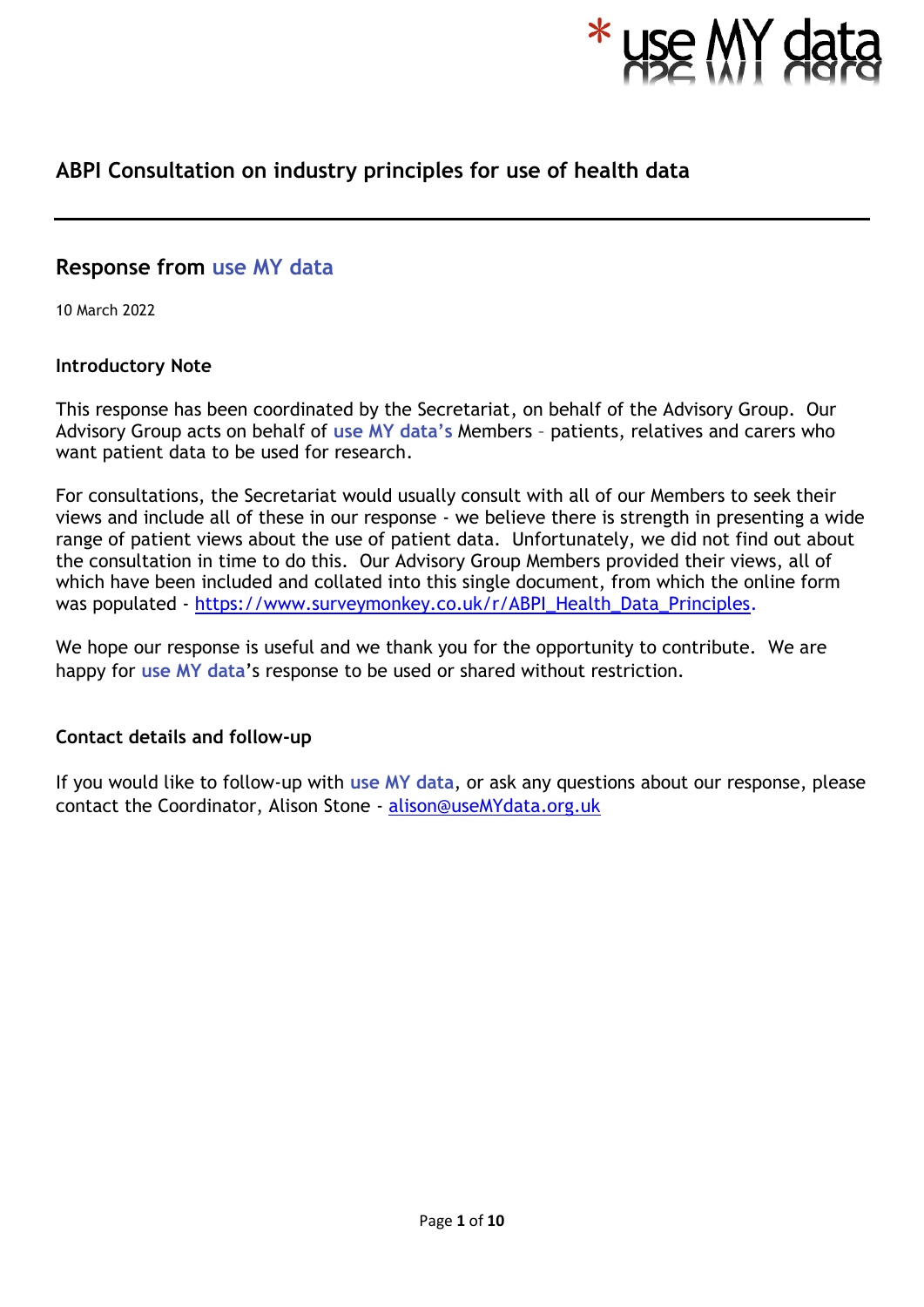* use MY data

# ABPI Consultation on industry principles for use of health data

## Response from use MY data

10 March 2022

### Introductory Note

This response has been coordinated by the Secretariat, on behalf of the Advisory Group. Our Advisory Group acts on behalf of **use MY data's** Members – patients, relatives and carers who want patient data to be used for research.

For consultations, the Secretariat would usually consult with all of our Members to seek their views and include all of these in our response - we believe there is strength in presenting a wide range of patient views about the use of patient data. Unfortunately, we did not find out about the consultation in time to do this. Our Advisory Group Members provided their views, all of which have been included and collated into this single document, from which the online form was populated - [https://www.surveymonkey.co.uk/r/ABPI_Health_Data_Principles](https://www.surveymonkey.co.uk/r/ABPI_Health_Data_Principles).

We hope our response is useful and we thank you for the opportunity to contribute. We are happy for **use MY data**'s response to be used or shared without restriction.

### Contact details and follow-up

If you would like to follow-up with **use MY data**, or ask any questions about our response, please contact the Coordinator, Alison Stone - [alison@useMYdata.org.uk](mailto:alison@useMYdata.org.uk)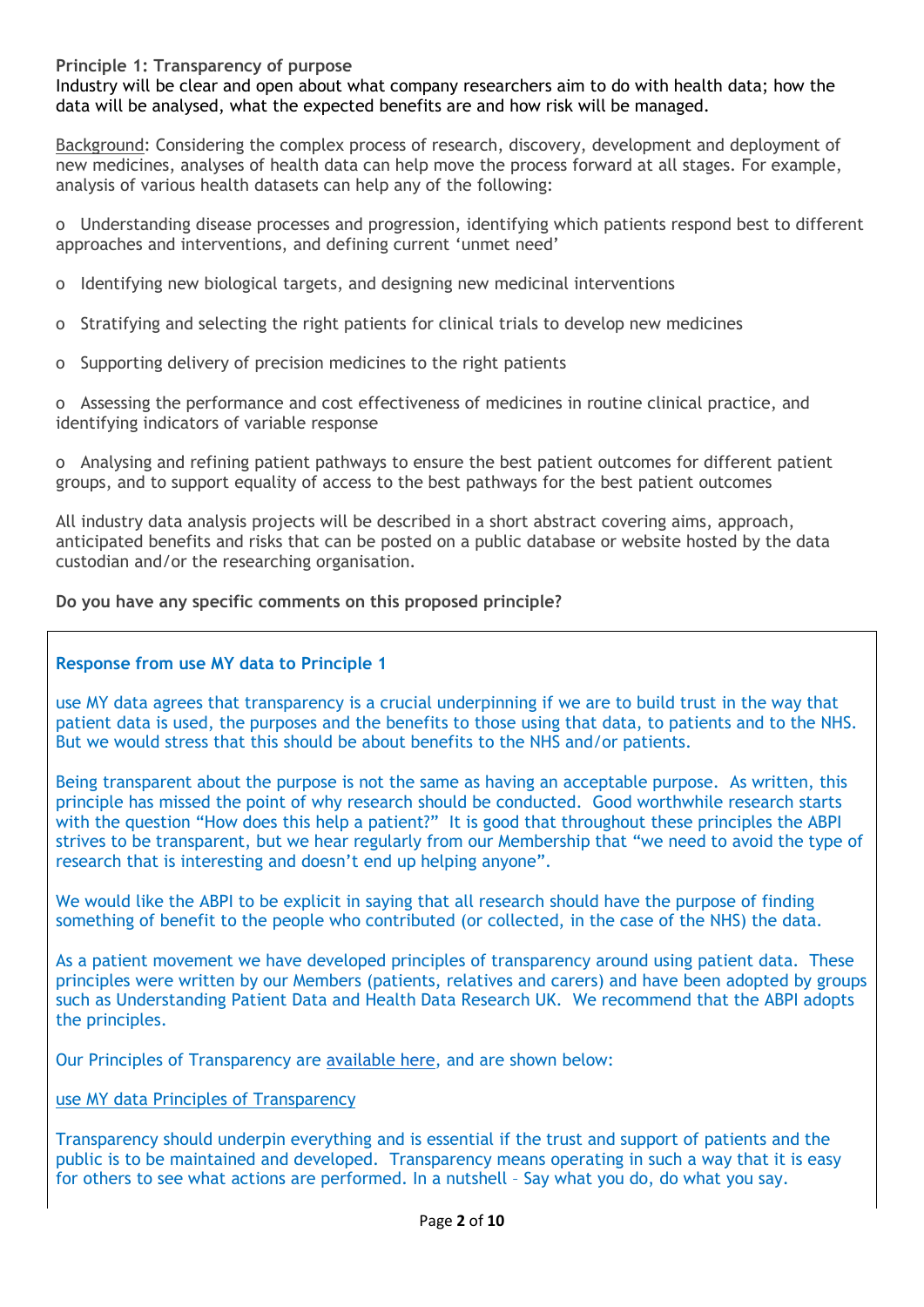**Principle 1: Transparency of purpose**

Industry will be clear and open about what company researchers aim to do with health data; how the data will be analysed, what the expected benefits are and how risk will be managed.

Background: Considering the complex process of research, discovery, development and deployment of new medicines, analyses of health data can help move the process forward at all stages. For example, analysis of various health datasets can help any of the following:

- Understanding disease processes and progression, identifying which patients respond best to different approaches and interventions, and defining current 'unmet need'
- Identifying new biological targets, and designing new medicinal interventions
- Stratifying and selecting the right patients for clinical trials to develop new medicines
- Supporting delivery of precision medicines to the right patients
- Assessing the performance and cost effectiveness of medicines in routine clinical practice, and identifying indicators of variable response
- Analysing and refining patient pathways to ensure the best patient outcomes for different patient groups, and to support equality of access to the best pathways for the best patient outcomes

All industry data analysis projects will be described in a short abstract covering aims, approach, anticipated benefits and risks that can be posted on a public database or website hosted by the data custodian and/or the researching organisation.

**Do you have any specific comments on this proposed principle?**

**Response from use MY data to Principle 1**

use MY data agrees that transparency is a crucial underpinning if we are to build trust in the way that patient data is used, the purposes and the benefits to those using that data, to patients and to the NHS. But we would stress that this should be about benefits to the NHS and/or patients.

Being transparent about the purpose is not the same as having an acceptable purpose. As written, this principle has missed the point of why research should be conducted. Good worthwhile research starts with the question "How does this help a patient?" It is good that throughout these principles the ABPI strives to be transparent, but we hear regularly from our Membership that "we need to avoid the type of research that is interesting and doesn't end up helping anyone".

We would like the ABPI to be explicit in saying that all research should have the purpose of finding something of benefit to the people who contributed (or collected, in the case of the NHS) the data.

As a patient movement we have developed principles of transparency around using patient data. These principles were written by our Members (patients, relatives and carers) and have been adopted by groups such as Understanding Patient Data and Health Data Research UK. We recommend that the ABPI adopts the principles.

Our Principles of Transparency are available here, and are shown below:

use MY data Principles of Transparency

Transparency should underpin everything and is essential if the trust and support of patients and the public is to be maintained and developed. Transparency means operating in such a way that it is easy for others to see what actions are performed. In a nutshell – Say what you do, do what you say.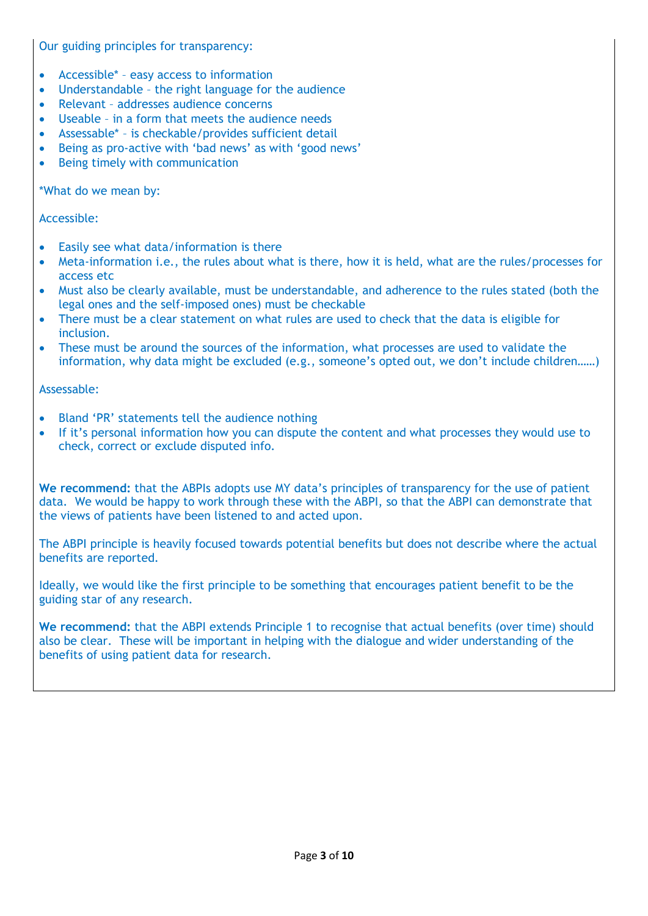Our guiding principles for transparency:

- Accessible* – easy access to information
- Understandable – the right language for the audience
- Relevant – addresses audience concerns
- Useable – in a form that meets the audience needs
- Assessable* – is checkable/provides sufficient detail
- Being as pro-active with 'bad news' as with 'good news'
- Being timely with communication

*What do we mean by:

Accessible:

- Easily see what data/information is there
- Meta-information i.e., the rules about what is there, how it is held, what are the rules/processes for access etc
- Must also be clearly available, must be understandable, and adherence to the rules stated (both the legal ones and the self-imposed ones) must be checkable
- There must be a clear statement on what rules are used to check that the data is eligible for inclusion.
- These must be around the sources of the information, what processes are used to validate the information, why data might be excluded (e.g., someone's opted out, we don't include children……)

Assessable:

- Bland 'PR' statements tell the audience nothing
- If it's personal information how you can dispute the content and what processes they would use to check, correct or exclude disputed info.

**We recommend:** that the ABPIs adopts use MY data's principles of transparency for the use of patient data. We would be happy to work through these with the ABPI, so that the ABPI can demonstrate that the views of patients have been listened to and acted upon.

The ABPI principle is heavily focused towards potential benefits but does not describe where the actual benefits are reported.

Ideally, we would like the first principle to be something that encourages patient benefit to be the guiding star of any research.

**We recommend:** that the ABPI extends Principle 1 to recognise that actual benefits (over time) should also be clear. These will be important in helping with the dialogue and wider understanding of the benefits of using patient data for research.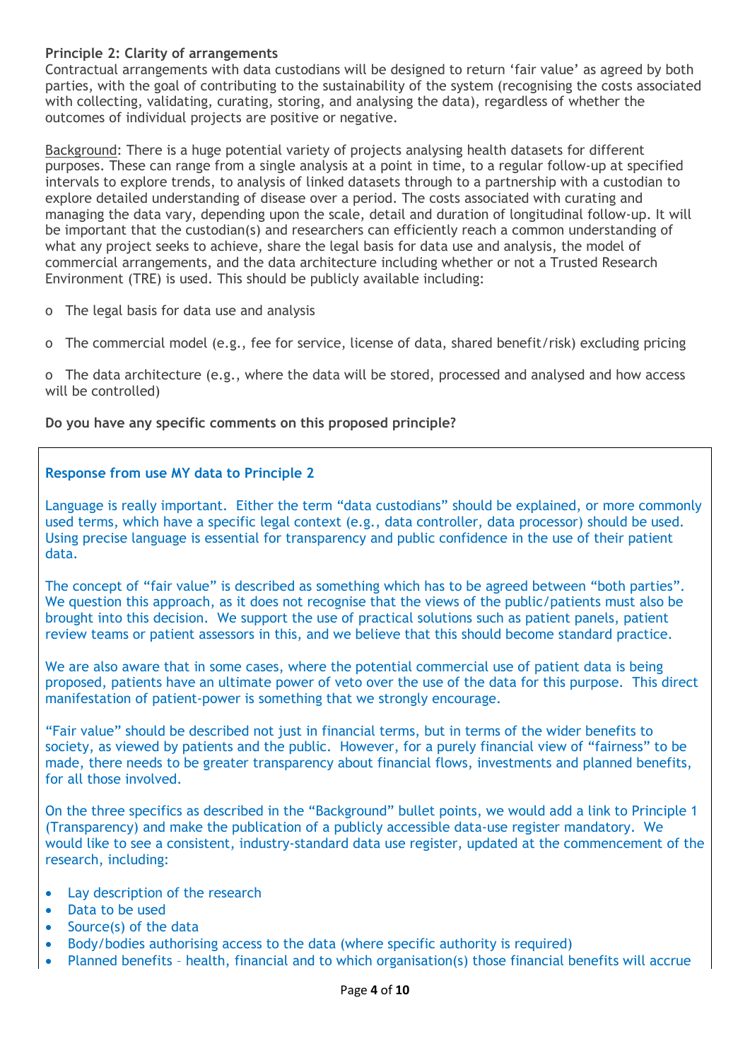**Principle 2: Clarity of arrangements**

Contractual arrangements with data custodians will be designed to return 'fair value' as agreed by both parties, with the goal of contributing to the sustainability of the system (recognising the costs associated with collecting, validating, curating, storing, and analysing the data), regardless of whether the outcomes of individual projects are positive or negative.

Background: There is a huge potential variety of projects analysing health datasets for different purposes. These can range from a single analysis at a point in time, to a regular follow-up at specified intervals to explore trends, to analysis of linked datasets through to a partnership with a custodian to explore detailed understanding of disease over a period. The costs associated with curating and managing the data vary, depending upon the scale, detail and duration of longitudinal follow-up. It will be important that the custodian(s) and researchers can efficiently reach a common understanding of what any project seeks to achieve, share the legal basis for data use and analysis, the model of commercial arrangements, and the data architecture including whether or not a Trusted Research Environment (TRE) is used. This should be publicly available including:

- The legal basis for data use and analysis
- The commercial model (e.g., fee for service, license of data, shared benefit/risk) excluding pricing
- The data architecture (e.g., where the data will be stored, processed and analysed and how access will be controlled)

**Do you have any specific comments on this proposed principle?**

**Response from use MY data to Principle 2**

Language is really important. Either the term "data custodians" should be explained, or more commonly used terms, which have a specific legal context (e.g., data controller, data processor) should be used. Using precise language is essential for transparency and public confidence in the use of their patient data.

The concept of "fair value" is described as something which has to be agreed between "both parties". We question this approach, as it does not recognise that the views of the public/patients must also be brought into this decision. We support the use of practical solutions such as patient panels, patient review teams or patient assessors in this, and we believe that this should become standard practice.

We are also aware that in some cases, where the potential commercial use of patient data is being proposed, patients have an ultimate power of veto over the use of the data for this purpose. This direct manifestation of patient-power is something that we strongly encourage.

"Fair value" should be described not just in financial terms, but in terms of the wider benefits to society, as viewed by patients and the public. However, for a purely financial view of "fairness" to be made, there needs to be greater transparency about financial flows, investments and planned benefits, for all those involved.

On the three specifics as described in the "Background" bullet points, we would add a link to Principle 1 (Transparency) and make the publication of a publicly accessible data-use register mandatory. We would like to see a consistent, industry-standard data use register, updated at the commencement of the research, including:

- Lay description of the research
- Data to be used
- Source(s) of the data
- Body/bodies authorising access to the data (where specific authority is required)
- Planned benefits – health, financial and to which organisation(s) those financial benefits will accrue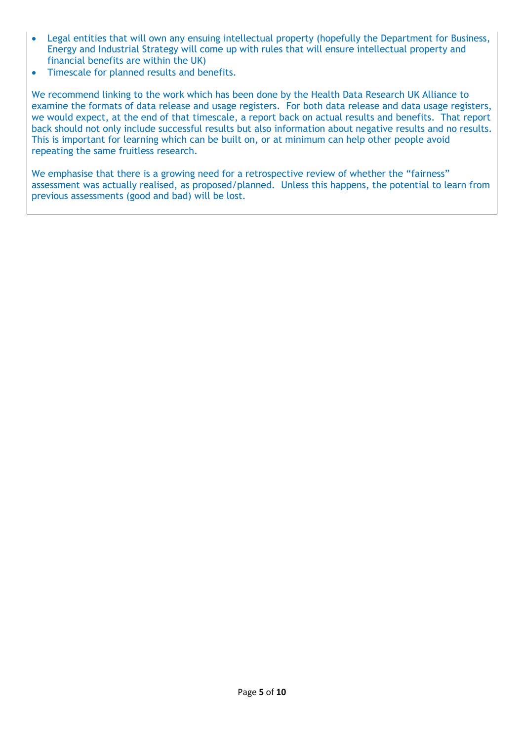- Legal entities that will own any ensuing intellectual property (hopefully the Department for Business, Energy and Industrial Strategy will come up with rules that will ensure intellectual property and financial benefits are within the UK)
- Timescale for planned results and benefits.

We recommend linking to the work which has been done by the Health Data Research UK Alliance to examine the formats of data release and usage registers. For both data release and data usage registers, we would expect, at the end of that timescale, a report back on actual results and benefits. That report back should not only include successful results but also information about negative results and no results. This is important for learning which can be built on, or at minimum can help other people avoid repeating the same fruitless research.

We emphasise that there is a growing need for a retrospective review of whether the "fairness" assessment was actually realised, as proposed/planned. Unless this happens, the potential to learn from previous assessments (good and bad) will be lost.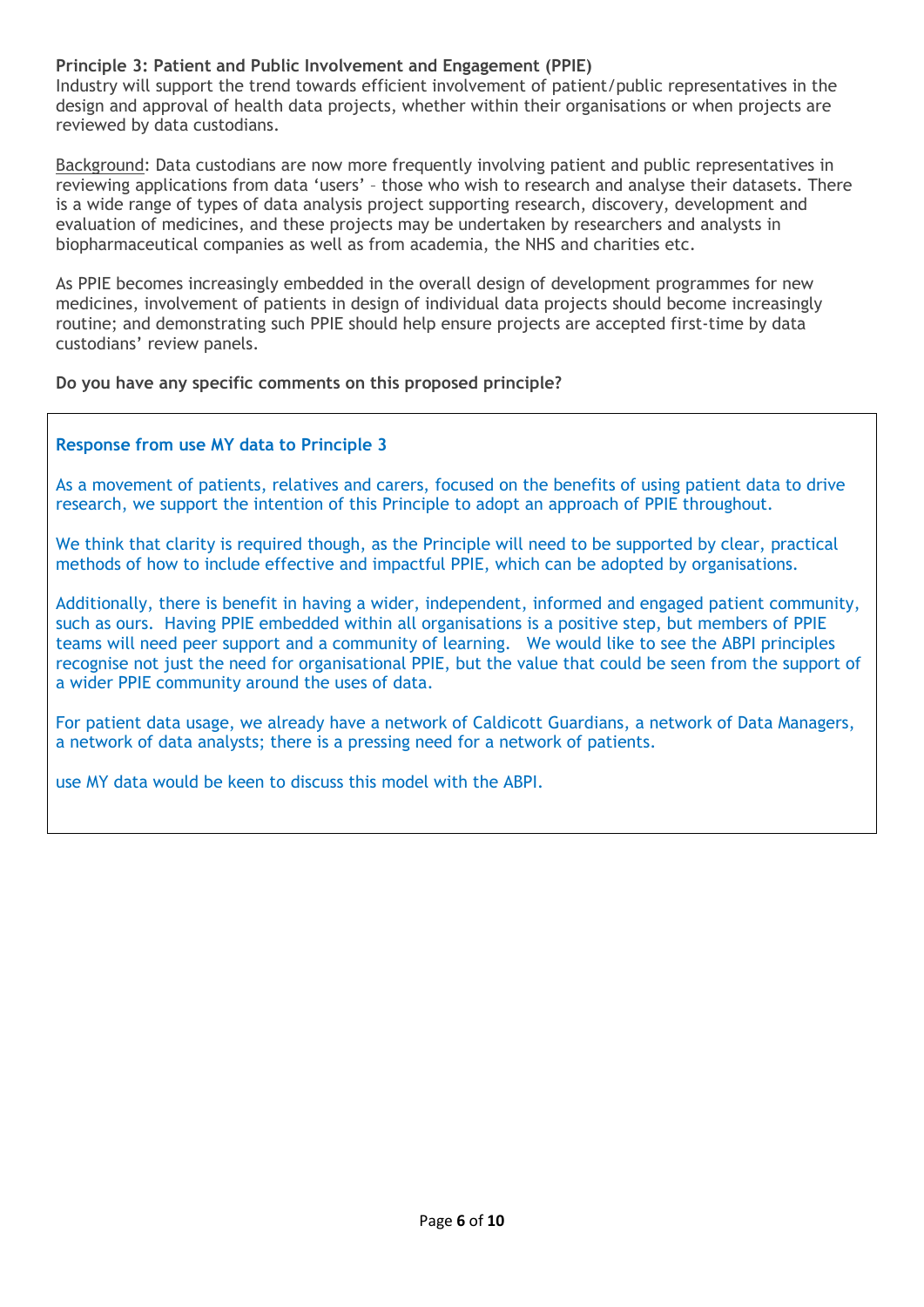**Principle 3: Patient and Public Involvement and Engagement (PPIE)**
Industry will support the trend towards efficient involvement of patient/public representatives in the design and approval of health data projects, whether within their organisations or when projects are reviewed by data custodians.

Background: Data custodians are now more frequently involving patient and public representatives in reviewing applications from data 'users' – those who wish to research and analyse their datasets. There is a wide range of types of data analysis project supporting research, discovery, development and evaluation of medicines, and these projects may be undertaken by researchers and analysts in biopharmaceutical companies as well as from academia, the NHS and charities etc.

As PPIE becomes increasingly embedded in the overall design of development programmes for new medicines, involvement of patients in design of individual data projects should become increasingly routine; and demonstrating such PPIE should help ensure projects are accepted first-time by data custodians' review panels.

**Do you have any specific comments on this proposed principle?**

**Response from use MY data to Principle 3**

As a movement of patients, relatives and carers, focused on the benefits of using patient data to drive research, we support the intention of this Principle to adopt an approach of PPIE throughout.

We think that clarity is required though, as the Principle will need to be supported by clear, practical methods of how to include effective and impactful PPIE, which can be adopted by organisations.

Additionally, there is benefit in having a wider, independent, informed and engaged patient community, such as ours. Having PPIE embedded within all organisations is a positive step, but members of PPIE teams will need peer support and a community of learning. We would like to see the ABPI principles recognise not just the need for organisational PPIE, but the value that could be seen from the support of a wider PPIE community around the uses of data.

For patient data usage, we already have a network of Caldicott Guardians, a network of Data Managers, a network of data analysts; there is a pressing need for a network of patients.

use MY data would be keen to discuss this model with the ABPI.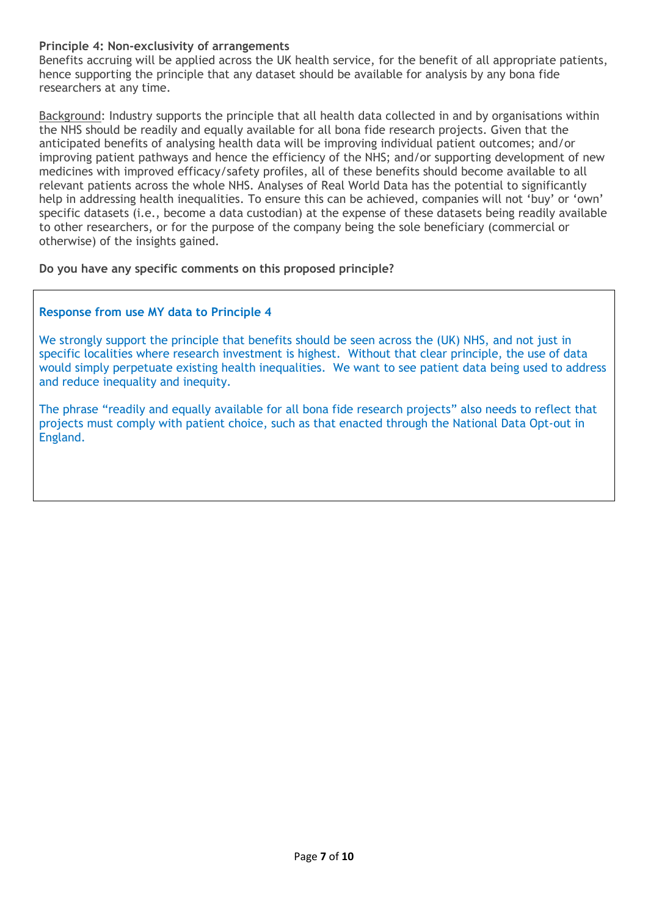**Principle 4: Non-exclusivity of arrangements**

Benefits accruing will be applied across the UK health service, for the benefit of all appropriate patients, hence supporting the principle that any dataset should be available for analysis by any bona fide researchers at any time.

Background: Industry supports the principle that all health data collected in and by organisations within the NHS should be readily and equally available for all bona fide research projects. Given that the anticipated benefits of analysing health data will be improving individual patient outcomes; and/or improving patient pathways and hence the efficiency of the NHS; and/or supporting development of new medicines with improved efficacy/safety profiles, all of these benefits should become available to all relevant patients across the whole NHS. Analyses of Real World Data has the potential to significantly help in addressing health inequalities. To ensure this can be achieved, companies will not 'buy' or 'own' specific datasets (i.e., become a data custodian) at the expense of these datasets being readily available to other researchers, or for the purpose of the company being the sole beneficiary (commercial or otherwise) of the insights gained.

**Do you have any specific comments on this proposed principle?**

**Response from use MY data to Principle 4**

We strongly support the principle that benefits should be seen across the (UK) NHS, and not just in specific localities where research investment is highest. Without that clear principle, the use of data would simply perpetuate existing health inequalities. We want to see patient data being used to address and reduce inequality and inequity.

The phrase "readily and equally available for all bona fide research projects" also needs to reflect that projects must comply with patient choice, such as that enacted through the National Data Opt-out in England.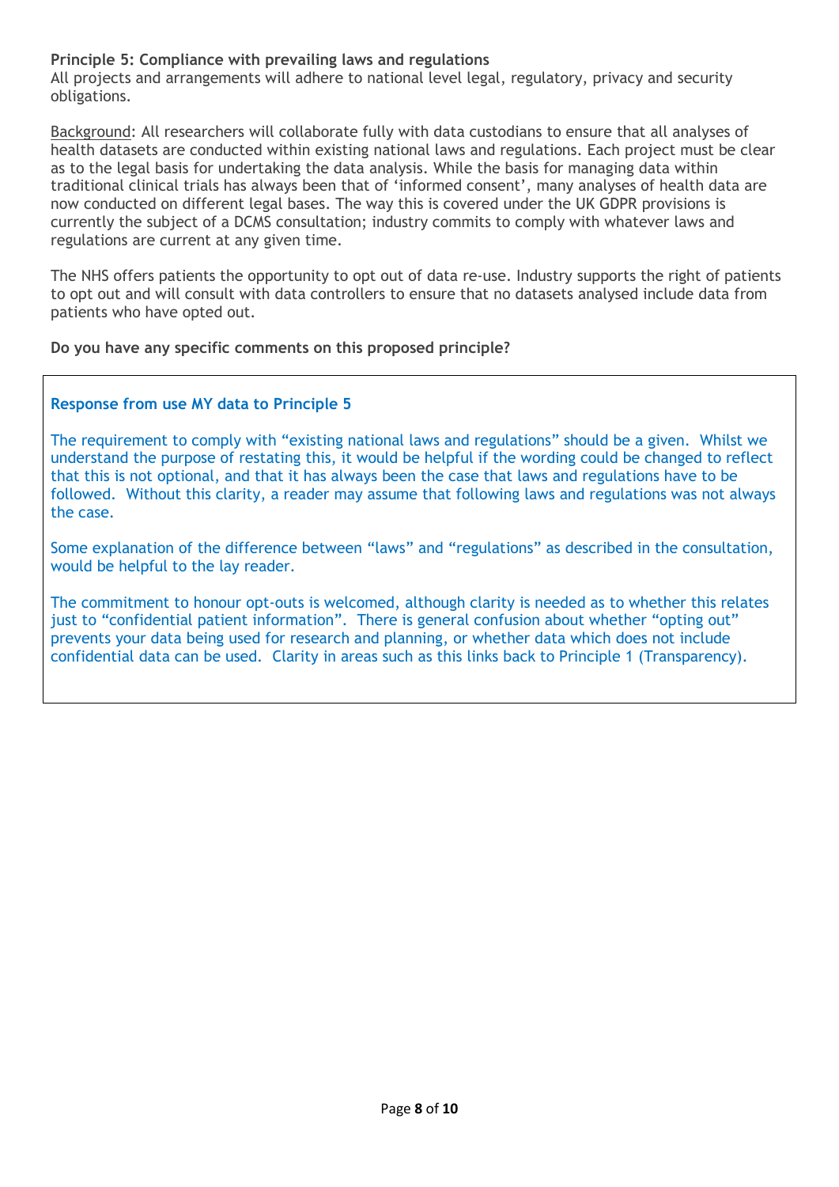**Principle 5: Compliance with prevailing laws and regulations**

All projects and arrangements will adhere to national level legal, regulatory, privacy and security obligations.

Background: All researchers will collaborate fully with data custodians to ensure that all analyses of health datasets are conducted within existing national laws and regulations. Each project must be clear as to the legal basis for undertaking the data analysis. While the basis for managing data within traditional clinical trials has always been that of 'informed consent', many analyses of health data are now conducted on different legal bases. The way this is covered under the UK GDPR provisions is currently the subject of a DCMS consultation; industry commits to comply with whatever laws and regulations are current at any given time.

The NHS offers patients the opportunity to opt out of data re-use. Industry supports the right of patients to opt out and will consult with data controllers to ensure that no datasets analysed include data from patients who have opted out.

**Do you have any specific comments on this proposed principle?**

**Response from use MY data to Principle 5**

The requirement to comply with "existing national laws and regulations" should be a given. Whilst we understand the purpose of restating this, it would be helpful if the wording could be changed to reflect that this is not optional, and that it has always been the case that laws and regulations have to be followed. Without this clarity, a reader may assume that following laws and regulations was not always the case.

Some explanation of the difference between "laws" and "regulations" as described in the consultation, would be helpful to the lay reader.

The commitment to honour opt-outs is welcomed, although clarity is needed as to whether this relates just to "confidential patient information". There is general confusion about whether "opting out" prevents your data being used for research and planning, or whether data which does not include confidential data can be used. Clarity in areas such as this links back to Principle 1 (Transparency).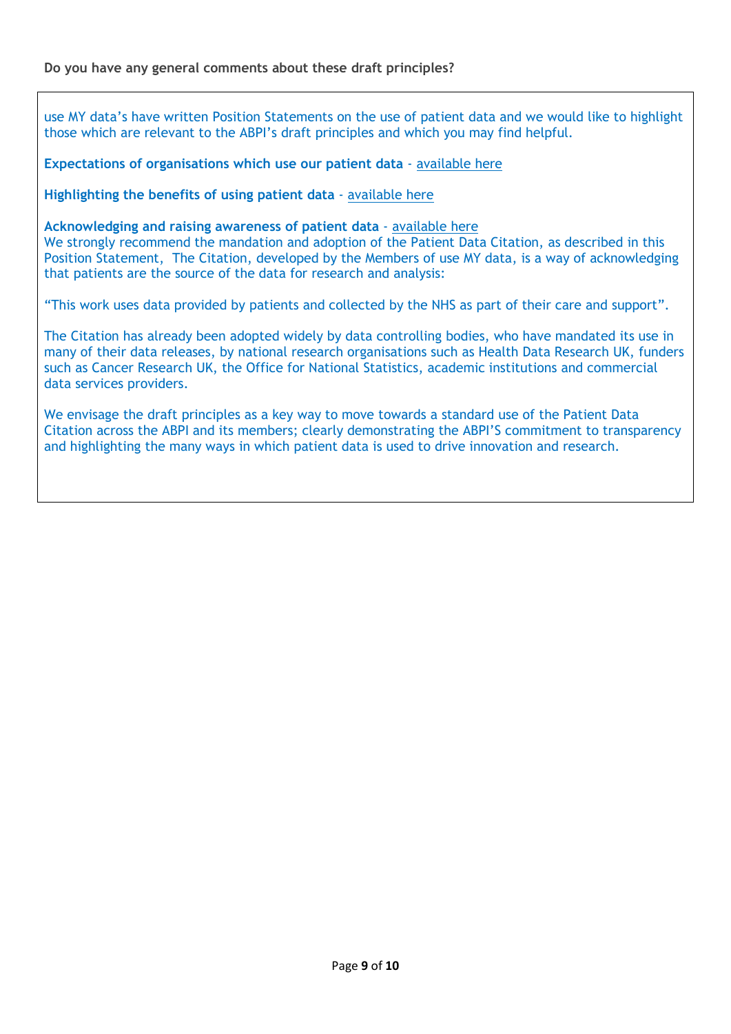**Do you have any general comments about these draft principles?**

use MY data's have written Position Statements on the use of patient data and we would like to highlight those which are relevant to the ABPI's draft principles and which you may find helpful.

**Expectations of organisations which use our patient data** - available here

**Highlighting the benefits of using patient data** - available here

**Acknowledging and raising awareness of patient data** - available here
We strongly recommend the mandation and adoption of the Patient Data Citation, as described in this Position Statement, The Citation, developed by the Members of use MY data, is a way of acknowledging that patients are the source of the data for research and analysis:

"This work uses data provided by patients and collected by the NHS as part of their care and support".

The Citation has already been adopted widely by data controlling bodies, who have mandated its use in many of their data releases, by national research organisations such as Health Data Research UK, funders such as Cancer Research UK, the Office for National Statistics, academic institutions and commercial data services providers.

We envisage the draft principles as a key way to move towards a standard use of the Patient Data Citation across the ABPI and its members; clearly demonstrating the ABPI'S commitment to transparency and highlighting the many ways in which patient data is used to drive innovation and research.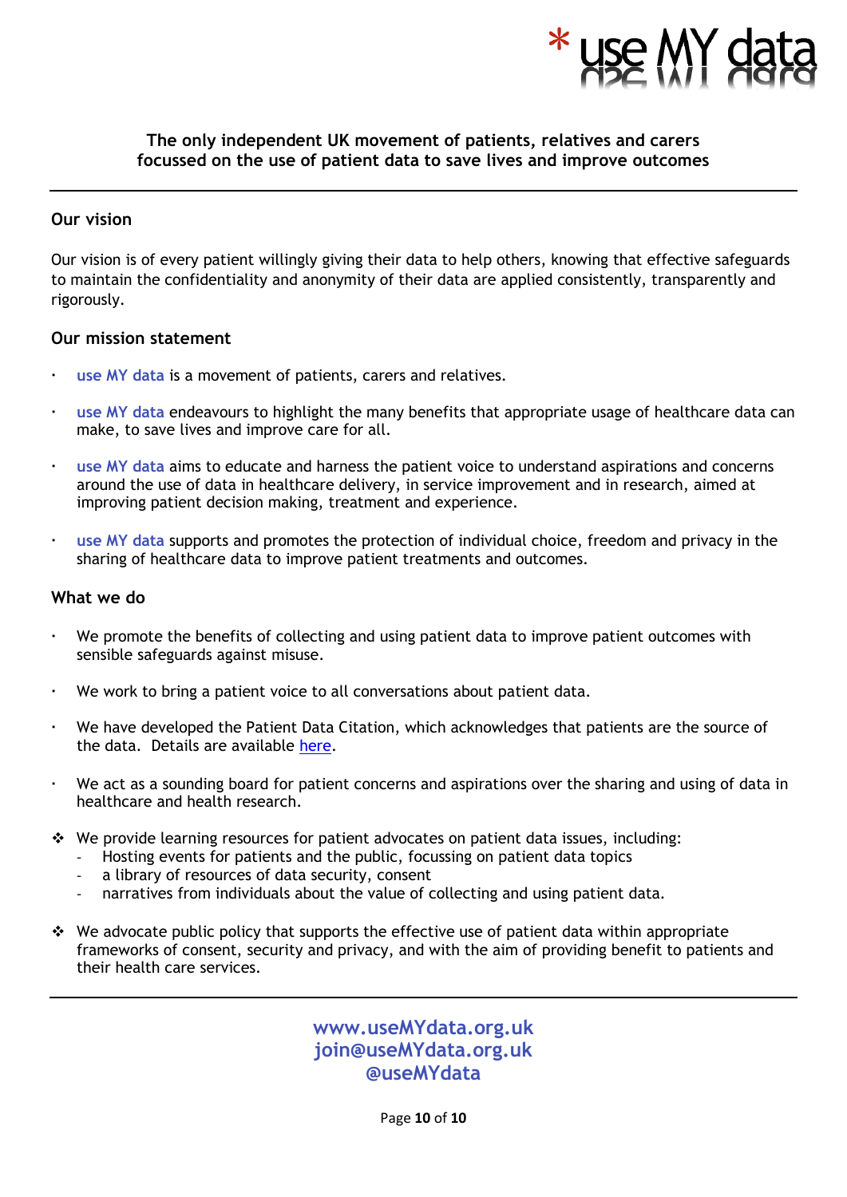*use MY data

**The only independent UK movement of patients, relatives and carers focussed on the use of patient data to save lives and improve outcomes**

---

## Our vision

Our vision is of every patient willingly giving their data to help others, knowing that effective safeguards to maintain the confidentiality and anonymity of their data are applied consistently, transparently and rigorously.

## Our mission statement

- **use MY data** is a movement of patients, carers and relatives.
- **use MY data** endeavours to highlight the many benefits that appropriate usage of healthcare data can make, to save lives and improve care for all.
- **use MY data** aims to educate and harness the patient voice to understand aspirations and concerns around the use of data in healthcare delivery, in service improvement and in research, aimed at improving patient decision making, treatment and experience.
- **use MY data** supports and promotes the protection of individual choice, freedom and privacy in the sharing of healthcare data to improve patient treatments and outcomes.

## What we do

- We promote the benefits of collecting and using patient data to improve patient outcomes with sensible safeguards against misuse.
- We work to bring a patient voice to all conversations about patient data.
- We have developed the Patient Data Citation, which acknowledges that patients are the source of the data. Details are available here.
- We act as a sounding board for patient concerns and aspirations over the sharing and using of data in healthcare and health research.
- We provide learning resources for patient advocates on patient data issues, including:
  - Hosting events for patients and the public, focussing on patient data topics
  - a library of resources of data security, consent
  - narratives from individuals about the value of collecting and using patient data.
- We advocate public policy that supports the effective use of patient data within appropriate frameworks of consent, security and privacy, and with the aim of providing benefit to patients and their health care services.

---

**www.useMYdata.org.uk**
**join@useMYdata.org.uk**
**@useMYdata**